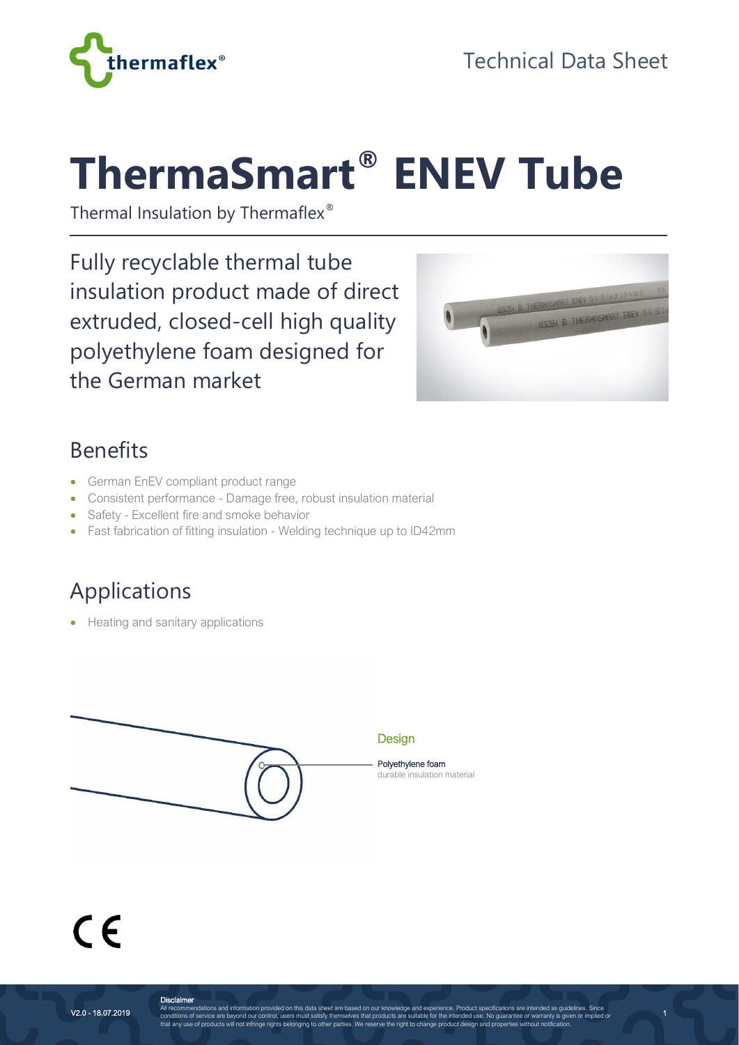Technical Data Sheet

# ThermaSmart® ENEV Tube

Thermal Insulation by Thermaflex®

Fully recyclable thermal tube insulation product made of direct extruded, closed-cell high quality polyethylene foam designed for the German market

## Benefits

- German EnEV compliant product range
- Consistent performance - Damage free, robust insulation material
- Safety - Excellent fire and smoke behavior
- Fast fabrication of fitting insulation - Welding technique up to ID42mm

## Applications

- Heating and sanitary applications

**Design**

**Polyethylene foam**
durable insulation material

CE

V2.0 - 18.07.2019

**Disclaimer**
All recommendations and information provided on this data sheet are based on our knowledge and experience. Product specifications are intended as guidelines. Since conditions of service are beyond our control, users must satisfy themselves that products are suitable for the intended use. No guarantee or warranty is given or implied or that any use of products will not infringe rights belonging to other parties. We reserve the right to change product design and properties without notification.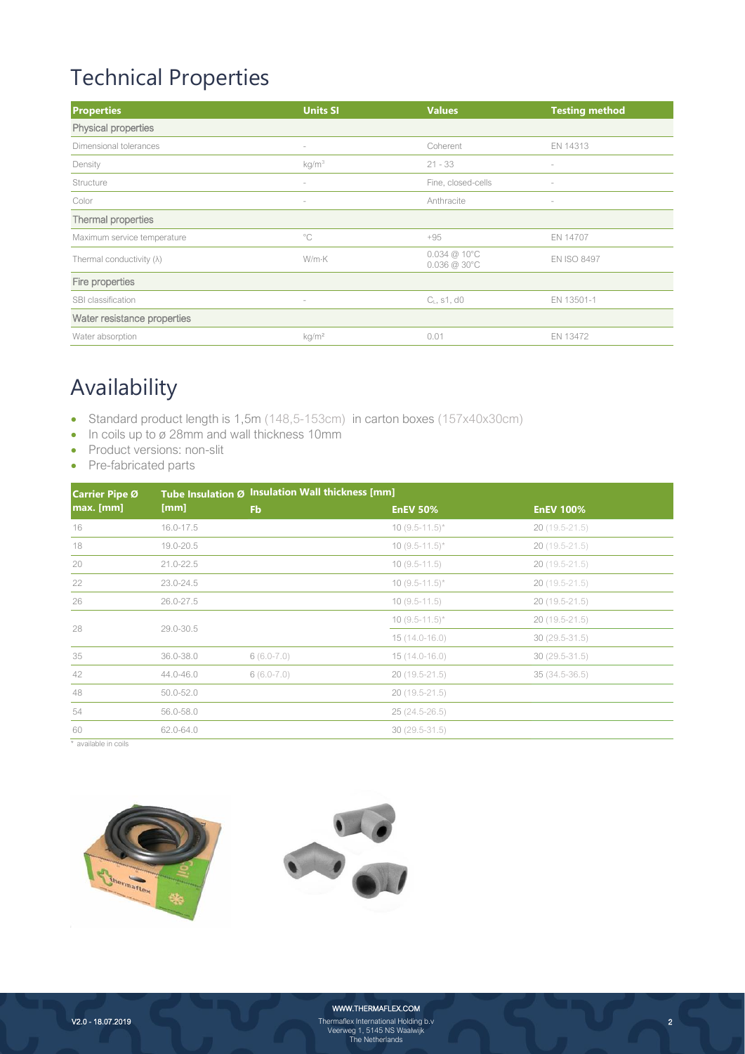# Technical Properties

| Properties | Units SI | Values | Testing method |
|---|---|---|---|
| Physical properties | | | |
| Dimensional tolerances | - | Coherent | EN 14313 |
| Density | kg/m³ | 21 - 33 | - |
| Structure | - | Fine, closed-cells | - |
| Color | - | Anthracite | - |
| Thermal properties | | | |
| Maximum service temperature | °C | +95 | EN 14707 |
| Thermal conductivity (λ) | W/m·K | 0.034 @ 10°C<br>0.036 @ 30°C | EN ISO 8497 |
| Fire properties | | | |
| SBI classification | - | $C_L$, s1, d0 | EN 13501-1 |
| Water resistance properties | | | |
| Water absorption | kg/m² | 0.01 | EN 13472 |

# Availability

- Standard product length is 1,5m (148,5-153cm) in carton boxes (157x40x30cm)
- In coils up to ø 28mm and wall thickness 10mm
- Product versions: non-slit
- Pre-fabricated parts

| Carrier Pipe Ø max. [mm] | Tube Insulation Ø [mm] | Insulation Wall thickness [mm] | | |
|---|---|---|---|---|
| | | Fb | EnEV 50% | EnEV 100% |
| 16 | 16.0-17.5 | | 10 (9.5-11.5)* | 20 (19.5-21.5) |
| 18 | 19.0-20.5 | | 10 (9.5-11.5)* | 20 (19.5-21.5) |
| 20 | 21.0-22.5 | | 10 (9.5-11.5) | 20 (19.5-21.5) |
| 22 | 23.0-24.5 | | 10 (9.5-11.5)* | 20 (19.5-21.5) |
| 26 | 26.0-27.5 | | 10 (9.5-11.5) | 20 (19.5-21.5) |
| 28 | 29.0-30.5 | | 10 (9.5-11.5)* | 20 (19.5-21.5) |
| | | | 15 (14.0-16.0) | 30 (29.5-31.5) |
| 35 | 36.0-38.0 | 6 (6.0-7.0) | 15 (14.0-16.0) | 30 (29.5-31.5) |
| 42 | 44.0-46.0 | 6 (6.0-7.0) | 20 (19.5-21.5) | 35 (34.5-36.5) |
| 48 | 50.0-52.0 | | 20 (19.5-21.5) | |
| 54 | 56.0-58.0 | | 25 (24.5-26.5) | |
| 60 | 62.0-64.0 | | 30 (29.5-31.5) | |

\* available in coils

V2.0 - 18.07.2019

WWW.THERMAFLEX.COM
Thermaflex International Holding b.v
Veerweg 1, 5145 NS Waalwijk
The Netherlands